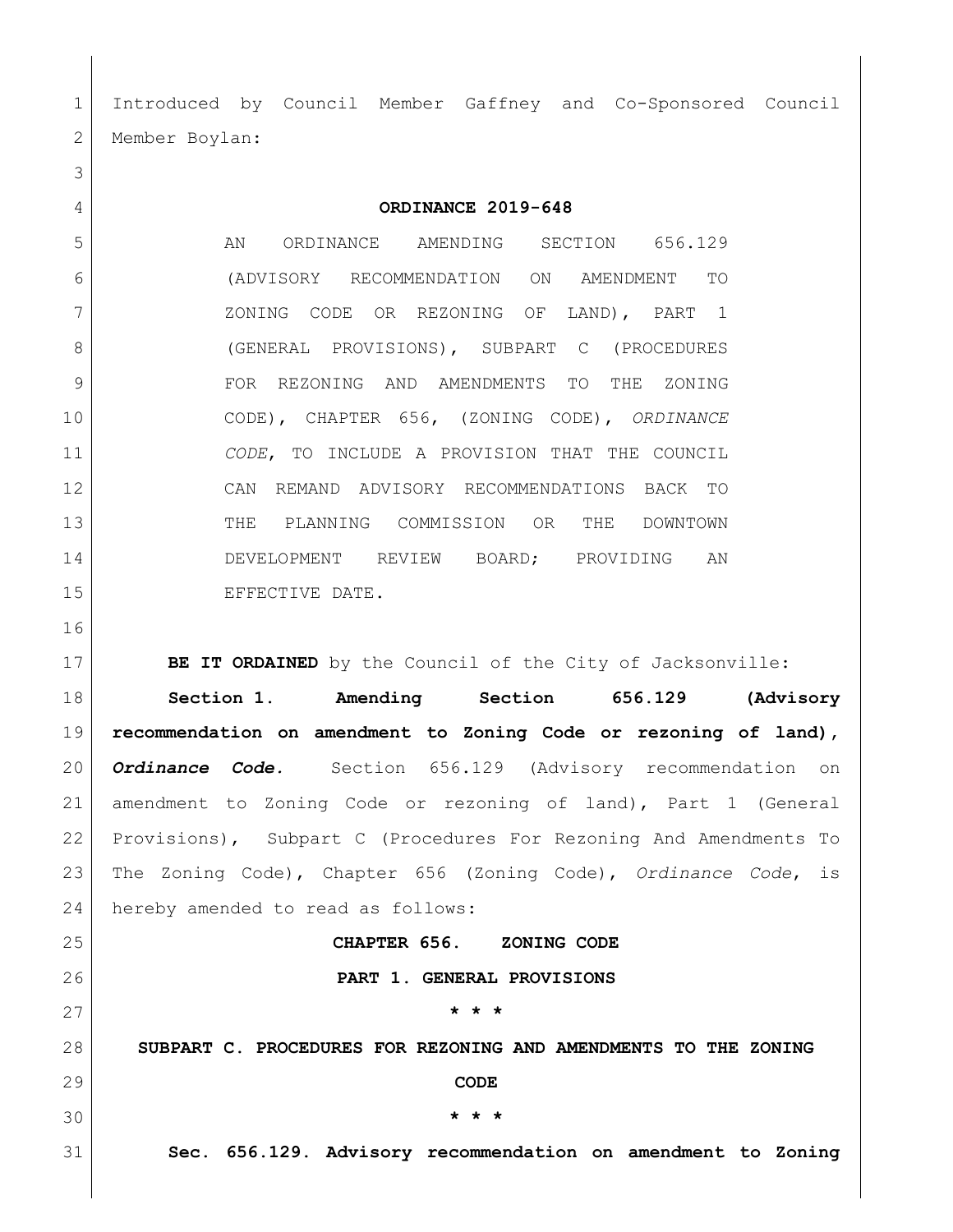Introduced by Council Member Gaffney and Co-Sponsored Council Member Boylan:

**ORDINANCE 2019-648**

AN ORDINANCE AMENDING SECTION 656.129 (ADVISORY RECOMMENDATION ON AMENDMENT TO ZONING CODE OR REZONING OF LAND), PART 1 (GENERAL PROVISIONS), SUBPART C (PROCEDURES FOR REZONING AND AMENDMENTS TO THE ZONING CODE), CHAPTER 656, (ZONING CODE), *ORDINANCE CODE*, TO INCLUDE A PROVISION THAT THE COUNCIL CAN REMAND ADVISORY RECOMMENDATIONS BACK TO THE PLANNING COMMISSION OR THE DOWNTOWN DEVELOPMENT REVIEW BOARD; PROVIDING AN EFFECTIVE DATE.

**BE IT ORDAINED** by the Council of the City of Jacksonville:

**Section 1. Amending Section 656.129 (Advisory recommendation on amendment to Zoning Code or rezoning of land), *Ordinance Code.*** Section 656.129 (Advisory recommendation on amendment to Zoning Code or rezoning of land), Part 1 (General Provisions), Subpart C (Procedures For Rezoning And Amendments To The Zoning Code), Chapter 656 (Zoning Code), *Ordinance Code*, is hereby amended to read as follows:

**CHAPTER 656. ZONING CODE**

**PART 1. GENERAL PROVISIONS**

**\* \* \***

**SUBPART C. PROCEDURES FOR REZONING AND AMENDMENTS TO THE ZONING CODE**

**\* \* \***

**Sec. 656.129. Advisory recommendation on amendment to Zoning**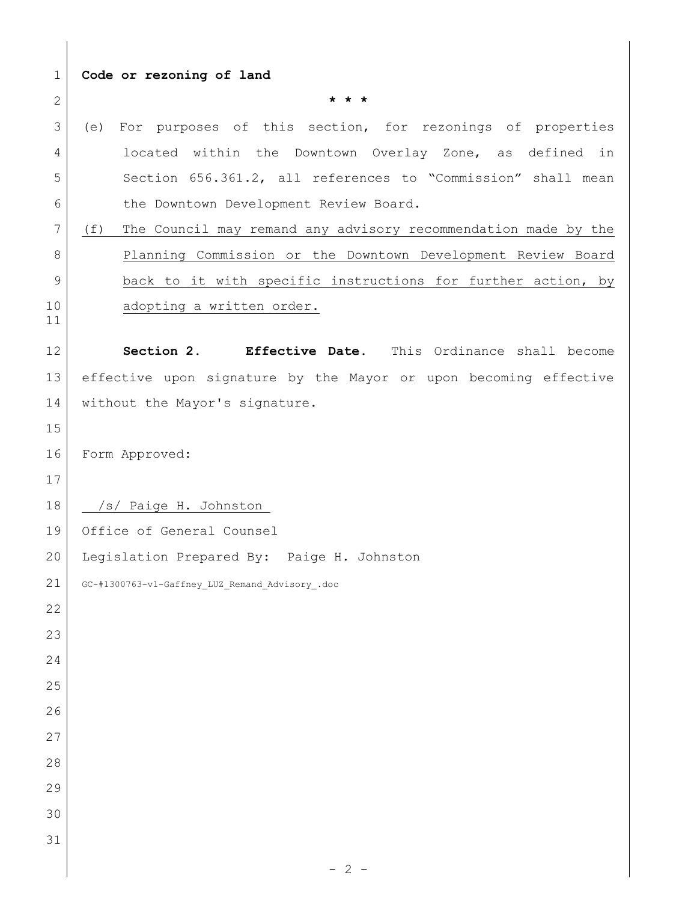**Code or rezoning of land**

\* \* \*

(e) For purposes of this section, for rezonings of properties located within the Downtown Overlay Zone, as defined in Section 656.361.2, all references to "Commission" shall mean the Downtown Development Review Board.

<u>(f) The Council may remand any advisory recommendation made by the Planning Commission or the Downtown Development Review Board back to it with specific instructions for further action, by adopting a written order.</u>

**Section 2. Effective Date.** This Ordinance shall become effective upon signature by the Mayor or upon becoming effective without the Mayor's signature.

Form Approved:

/s/ Paige H. Johnston

Office of General Counsel

Legislation Prepared By: Paige H. Johnston

GC-#1300763-v1-Gaffney_LUZ_Remand_Advisory_.doc